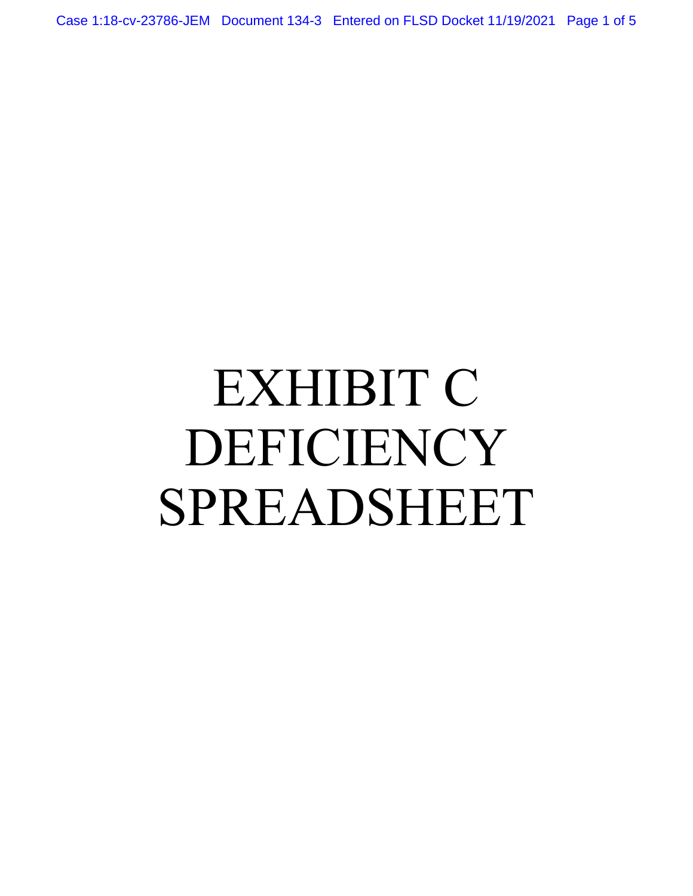# EXHIBIT C DEFICIENCY SPREADSHEET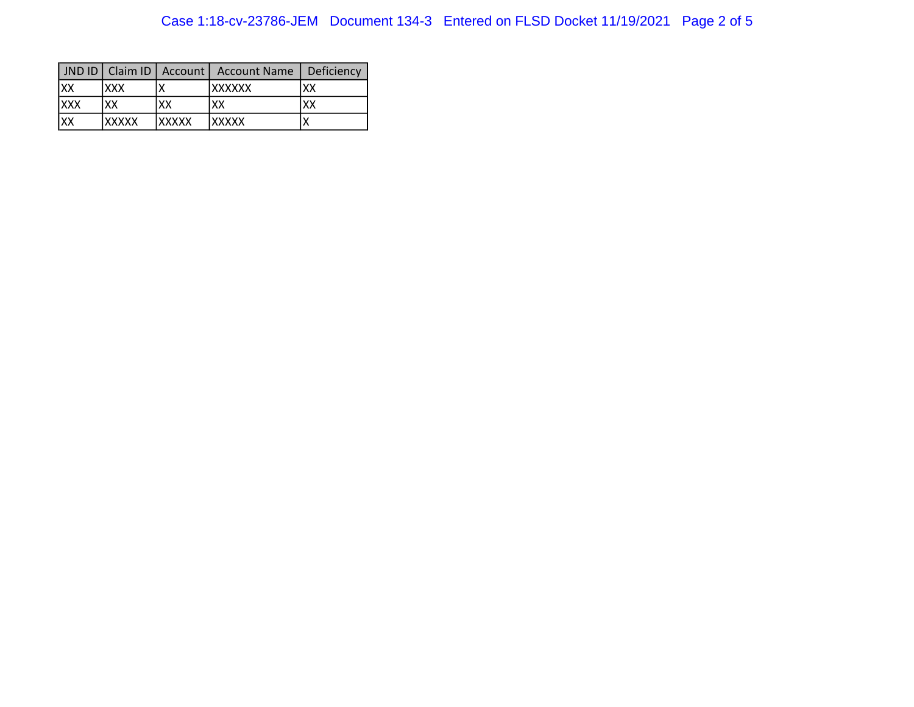| JND ID | Claim ID | Account | Account Name | Deficiency |
|---|---|---|---|---|
| XX | XXX | X | XXXXXX | XX |
| XXX | XX | XX | XX | XX |
| XX | XXXXX | XXXXX | XXXXX | X |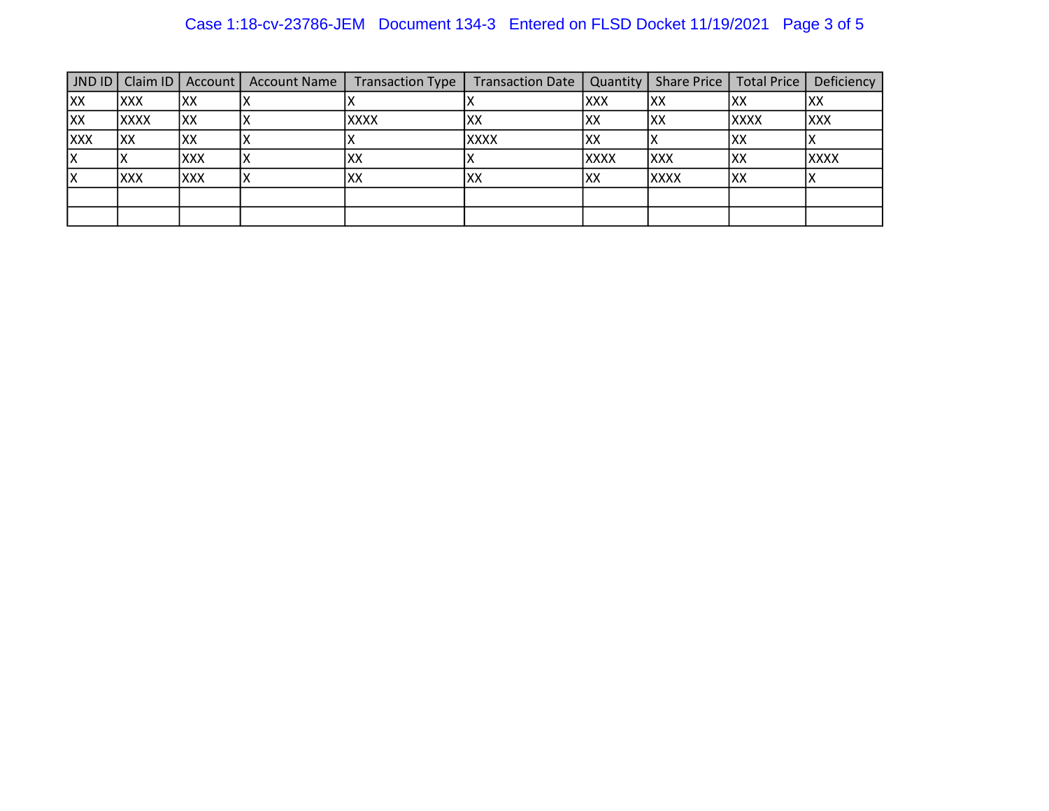| JND ID | Claim ID | Account | Account Name | Transaction Type | Transaction Date | Quantity | Share Price | Total Price | Deficiency |
|---|---|---|---|---|---|---|---|---|---|
| XX | XXX | XX | X | X | X | XXX | XX | XX | XX |
| XX | XXXX | XX | X | XXXX | XX | XX | XX | XXXX | XXX |
| XXX | XX | XX | X | X | XXXX | XX | X | XX | X |
| X | X | XXX | X | XX | X | XXXX | XXX | XX | XXXX |
| X | XXX | XXX | X | XX | XX | XX | XXXX | XX | X |
| | | | | | | | | | |
| | | | | | | | | | |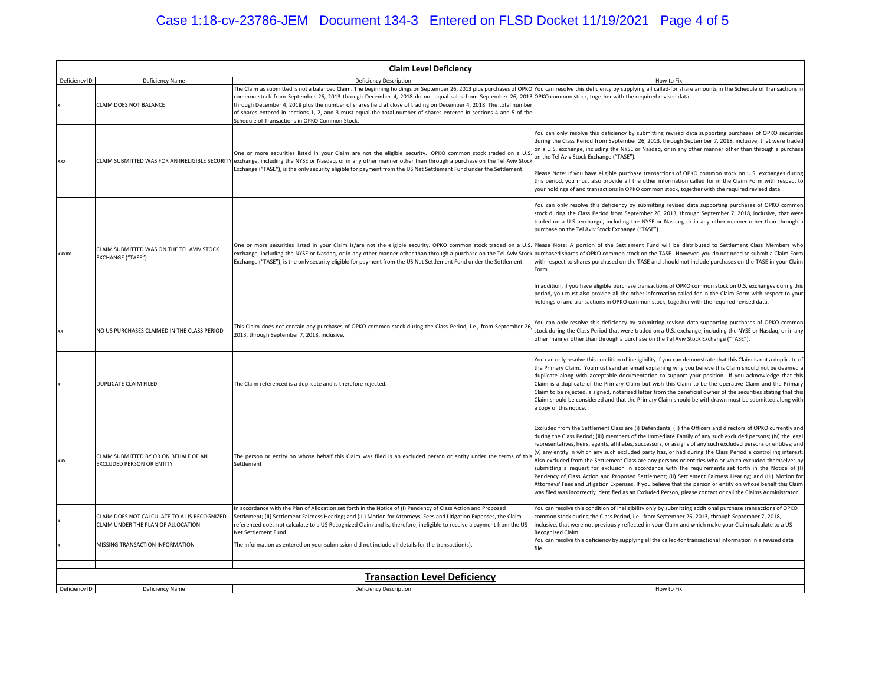## Claim Level Deficiency

| Deficiency ID | Deficiency Name | Deficiency Description | How to Fix |
|---|---|---|---|
| x | CLAIM DOES NOT BALANCE | The Claim as submitted is not a balanced Claim. The beginning holdings on September 26, 2013 plus purchases of OPKO common stock from September 26, 2013 through December 4, 2018 do not equal sales from September 26, 2013 through December 4, 2018 plus the number of shares held at close of trading on December 4, 2018. The total number of shares entered in sections 1, 2, and 3 must equal the total number of shares entered in sections 4 and 5 of the Schedule of Transactions in OPKO Common Stock. | You can resolve this deficiency by supplying all called-for share amounts in the Schedule of Transactions in OPKO common stock, together with the required revised data. |
| xxx | CLAIM SUBMITTED WAS FOR AN INELIGIBLE SECURITY | One or more securities listed in your Claim are not the eligible security. OPKO common stock traded on a U.S. exchange, including the NYSE or Nasdaq, or in any other manner other than through a purchase on the Tel Aviv Stock Exchange ("TASE"), is the only security eligible for payment from the US Net Settlement Fund under the Settlement. | You can only resolve this deficiency by submitting revised data supporting purchases of OPKO securities during the Class Period from September 26, 2013, through September 7, 2018, inclusive, that were traded on a U.S. exchange, including the NYSE or Nasdaq, or in any other manner other than through a purchase on the Tel Aviv Stock Exchange ("TASE").<br><br>Please Note: If you have eligible purchase transactions of OPKO common stock on U.S. exchanges during this period, you must also provide all the other information called for in the Claim Form with respect to your holdings of and transactions in OPKO common stock, together with the required revised data. |
| xxxxx | CLAIM SUBMITTED WAS ON THE TEL AVIV STOCK EXCHANGE ("TASE") | One or more securities listed in your Claim is/are not the eligible security. OPKO common stock traded on a U.S. exchange, including the NYSE or Nasdaq, or in any other manner other than through a purchase on the Tel Aviv Stock Exchange ("TASE"), is the only security eligible for payment from the US Net Settlement Fund under the Settlement. | You can only resolve this deficiency by submitting revised data supporting purchases of OPKO common stock during the Class Period from September 26, 2013, through September 7, 2018, inclusive, that were traded on a U.S. exchange, including the NYSE or Nasdaq, or in any other manner other than through a purchase on the Tel Aviv Stock Exchange ("TASE").<br><br>Please Note: A portion of the Settlement Fund will be distributed to Settlement Class Members who purchased shares of OPKO common stock on the TASE. However, you do not need to submit a Claim Form with respect to shares purchased on the TASE and should not include purchases on the TASE in your Claim Form.<br><br>In addition, if you have eligible purchase transactions of OPKO common stock on U.S. exchanges during this period, you must also provide all the other information called for in the Claim Form with respect to your holdings of and transactions in OPKO common stock, together with the required revised data. |
| xx | NO US PURCHASES CLAIMED IN THE CLASS PERIOD | This Claim does not contain any purchases of OPKO common stock during the Class Period, i.e., from September 26, 2013, through September 7, 2018, inclusive. | You can only resolve this deficiency by submitting revised data supporting purchases of OPKO common stock during the Class Period that were traded on a U.S. exchange, including the NYSE or Nasdaq, or in any other manner other than through a purchase on the Tel Aviv Stock Exchange ("TASE"). |
| x | DUPLICATE CLAIM FILED | The Claim referenced is a duplicate and is therefore rejected. | You can only resolve this condition of ineligibility if you can demonstrate that this Claim is not a duplicate of the Primary Claim. You must send an email explaining why you believe this Claim should not be deemed a duplicate along with acceptable documentation to support your position. If you acknowledge that this Claim is a duplicate of the Primary Claim but wish this Claim to be the operative Claim and the Primary Claim to be rejected, a signed, notarized letter from the beneficial owner of the securities stating that this Claim should be considered and that the Primary Claim should be withdrawn must be submitted along with a copy of this notice. |
| xxx | CLAIM SUBMITTED BY OR ON BEHALF OF AN EXCLUDED PERSON OR ENTITY | The person or entity on whose behalf this Claim was filed is an excluded person or entity under the terms of this Settlement | Excluded from the Settlement Class are (i) Defendants; (ii) the Officers and directors of OPKO currently and during the Class Period; (iii) members of the Immediate Family of any such excluded persons; (iv) the legal representatives, heirs, agents, affiliates, successors, or assigns of any such excluded persons or entities; and (v) any entity in which any such excluded party has, or had during the Class Period a controlling interest. Also excluded from the Settlement Class are any persons or entities who or which excluded themselves by submitting a request for exclusion in accordance with the requirements set forth in the Notice of (I) Pendency of Class Action and Proposed Settlement; (II) Settlement Fairness Hearing; and (III) Motion for Attorneys' Fees and Litigation Expenses. If you believe that the person or entity on whose behalf this Claim was filed was incorrectly identified as an Excluded Person, please contact or call the Claims Administrator. |
| x | CLAIM DOES NOT CALCULATE TO A US RECOGNIZED CLAIM UNDER THE PLAN OF ALLOCATION | In accordance with the Plan of Allocation set forth in the Notice of (I) Pendency of Class Action and Proposed Settlement; (II) Settlement Fairness Hearing; and (III) Motion for Attorneys' Fees and Litigation Expenses, the Claim referenced does not calculate to a US Recognized Claim and is, therefore, ineligible to receive a payment from the US Net Settlement Fund. | You can resolve this condition of ineligibility only by submitting additional purchase transactions of OPKO common stock during the Class Period, i.e., from September 26, 2013, through September 7, 2018, inclusive, that were not previously reflected in your Claim and which make your Claim calculate to a US Recognized Claim. |
| x | MISSING TRANSACTION INFORMATION | The information as entered on your submission did not include all details for the transaction(s). | You can resolve this deficiency by supplying all the called-for transactional information in a revised data file. |
| | | | |
| | | | |

## Transaction Level Deficiency

| Deficiency ID | Deficiency Name | Deficiency Description | How to Fix |
|---|---|---|---|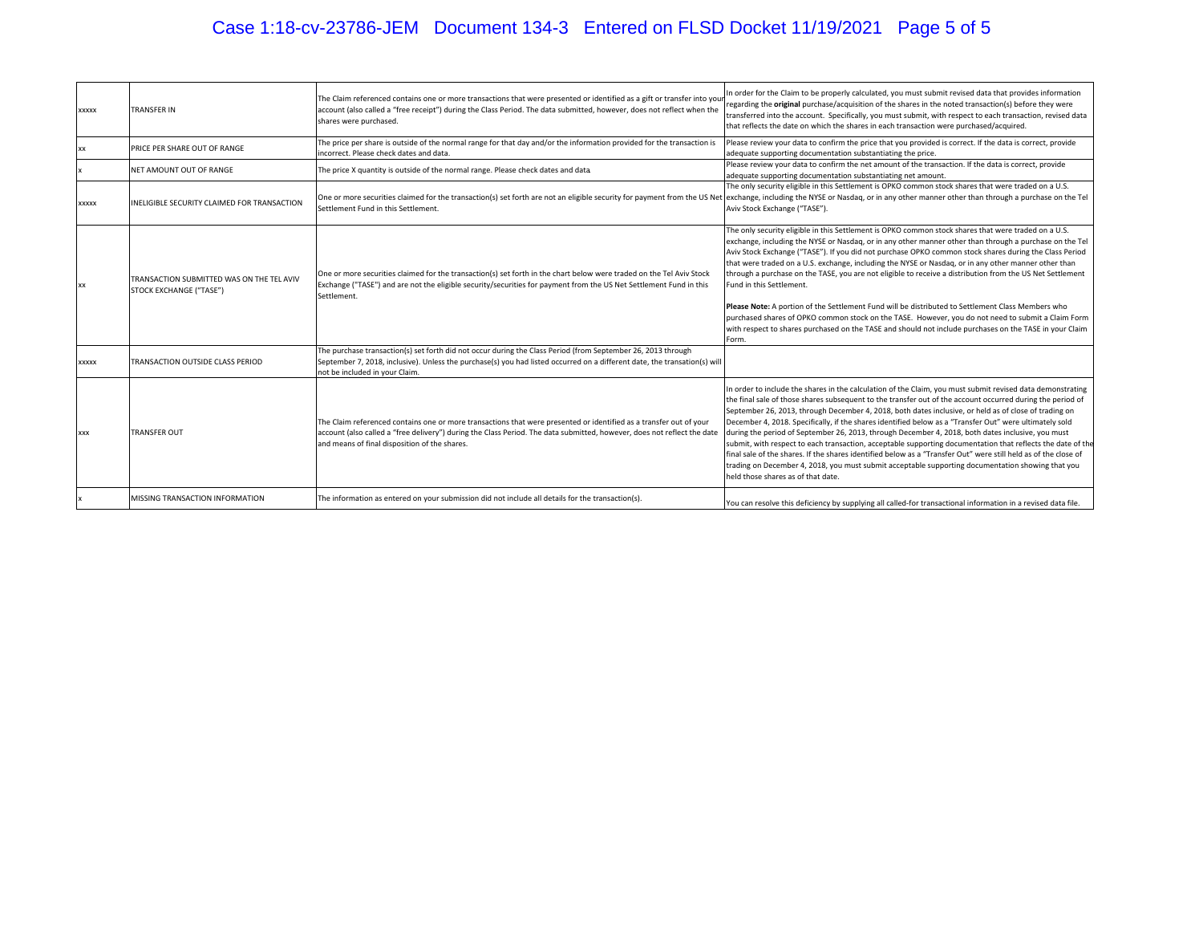| | | | |
|---|---|---|---|
| xxxxx | TRANSFER IN | The Claim referenced contains one or more transactions that were presented or identified as a gift or transfer into your account (also called a "free receipt") during the Class Period. The data submitted, however, does not reflect when the shares were purchased. | In order for the Claim to be properly calculated, you must submit revised data that provides information regarding the **original** purchase/acquisition of the shares in the noted transaction(s) before they were transferred into the account. Specifically, you must submit, with respect to each transaction, revised data that reflects the date on which the shares in each transaction were purchased/acquired. |
| xx | PRICE PER SHARE OUT OF RANGE | The price per share is outside of the normal range for that day and/or the information provided for the transaction is incorrect. Please check dates and data. | Please review your data to confirm the price that you provided is correct. If the data is correct, provide adequate supporting documentation substantiating the price. |
| x | NET AMOUNT OUT OF RANGE | The price X quantity is outside of the normal range. Please check dates and data. | Please review your data to confirm the net amount of the transaction. If the data is correct, provide adequate supporting documentation substantiating net amount. |
| xxxxx | INELIGIBLE SECURITY CLAIMED FOR TRANSACTION | One or more securities claimed for the transaction(s) set forth are not an eligible security for payment from the US Net Settlement Fund in this Settlement. | The only security eligible in this Settlement is OPKO common stock shares that were traded on a U.S. exchange, including the NYSE or Nasdaq, or in any other manner other than through a purchase on the Tel Aviv Stock Exchange ("TASE"). |
| xx | TRANSACTION SUBMITTED WAS ON THE TEL AVIV STOCK EXCHANGE ("TASE") | One or more securities claimed for the transaction(s) set forth in the chart below were traded on the Tel Aviv Stock Exchange ("TASE") and are not the eligible security/securities for payment from the US Net Settlement Fund in this Settlement. | The only security eligible in this Settlement is OPKO common stock shares that were traded on a U.S. exchange, including the NYSE or Nasdaq, or in any other manner other than through a purchase on the Tel Aviv Stock Exchange ("TASE"). If you did not purchase OPKO common stock shares during the Class Period that were traded on a U.S. exchange, including the NYSE or Nasdaq, or in any other manner other than through a purchase on the TASE, you are not eligible to receive a distribution from the US Net Settlement Fund in this Settlement.<br><br>**Please Note:** A portion of the Settlement Fund will be distributed to Settlement Class Members who purchased shares of OPKO common stock on the TASE. However, you do not need to submit a Claim Form with respect to shares purchased on the TASE and should not include purchases on the TASE in your Claim Form. |
| xxxxx | TRANSACTION OUTSIDE CLASS PERIOD | The purchase transaction(s) set forth did not occur during the Class Period (from September 26, 2013 through September 7, 2018, inclusive). Unless the purchase(s) you had listed occurred on a different date, the transaction(s) will not be included in your Claim. | |
| xxx | TRANSFER OUT | The Claim referenced contains one or more transactions that were presented or identified as a transfer out of your account (also called a "free delivery") during the Class Period. The data submitted, however, does not reflect the date and means of final disposition of the shares. | In order to include the shares in the calculation of the Claim, you must submit revised data demonstrating the final sale of those shares subsequent to the transfer out of the account occurred during the period of September 26, 2013, through December 4, 2018, both dates inclusive, or held as of close of trading on December 4, 2018. Specifically, if the shares identified below as a "Transfer Out" were ultimately sold during the period of September 26, 2013, through December 4, 2018, both dates inclusive, you must submit, with respect to each transaction, acceptable supporting documentation that reflects the date of the final sale of the shares. If the shares identified below as a "Transfer Out" were still held as of the close of trading on December 4, 2018, you must submit acceptable supporting documentation showing that you held those shares as of that date. |
| x | MISSING TRANSACTION INFORMATION | The information as entered on your submission did not include all details for the transaction(s). | You can resolve this deficiency by supplying all called-for transactional information in a revised data file. |